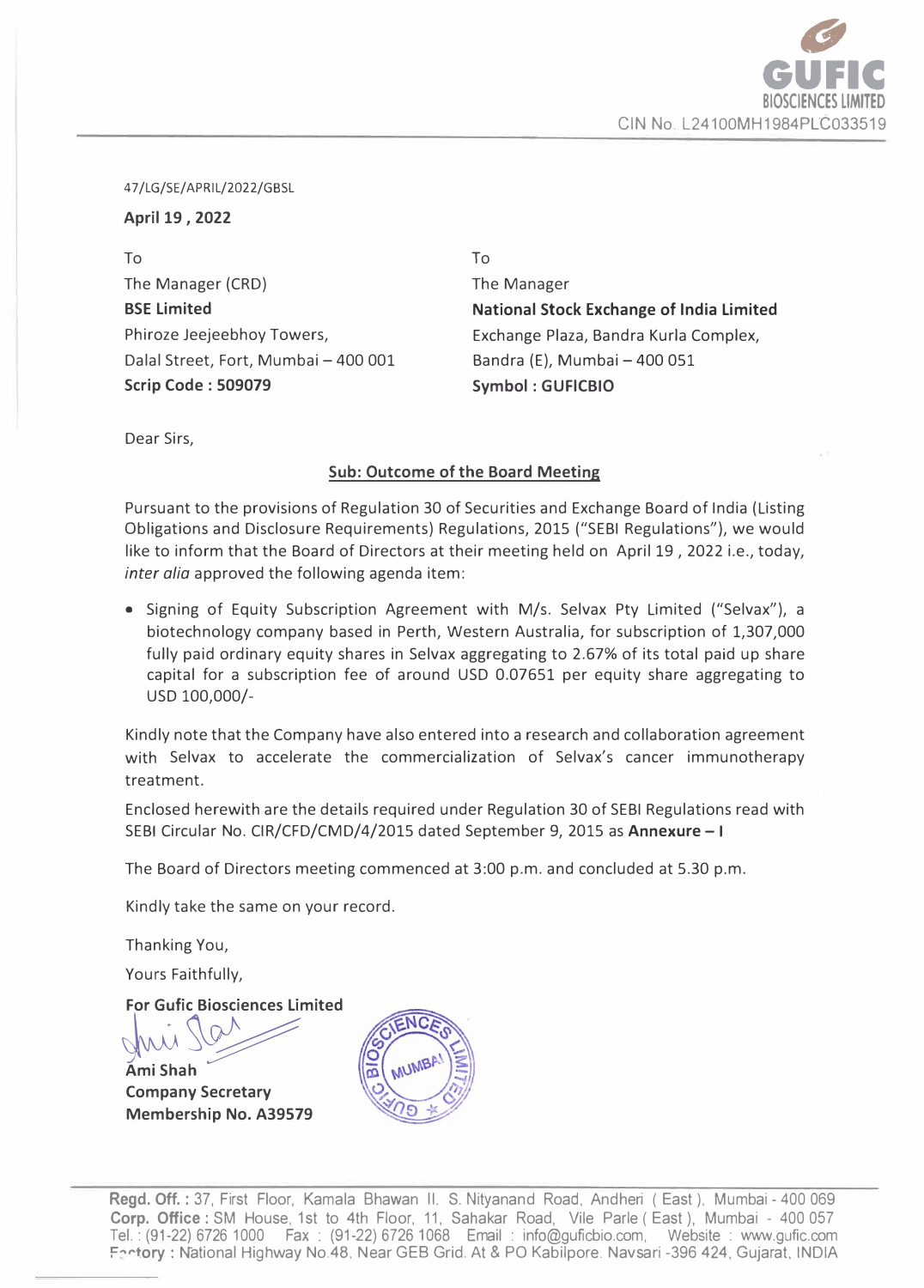GUFIC BIOSCIENCES LIMITED
CIN No. L24100MH1984PLC033519

47/LG/SE/APRIL/2022/GBSL

**April 19 , 2022**

To
The Manager (CRD)
**BSE Limited**
Phiroze Jeejeebhoy Towers,
Dalal Street, Fort, Mumbai – 400 001
**Scrip Code : 509079**

To
The Manager
**National Stock Exchange of India Limited**
Exchange Plaza, Bandra Kurla Complex,
Bandra (E), Mumbai – 400 051
**Symbol : GUFICBIO**

Dear Sirs,

**Sub: Outcome of the Board Meeting**

Pursuant to the provisions of Regulation 30 of Securities and Exchange Board of India (Listing Obligations and Disclosure Requirements) Regulations, 2015 ("SEBI Regulations"), we would like to inform that the Board of Directors at their meeting held on April 19 , 2022 i.e., today, *inter alia* approved the following agenda item:

- Signing of Equity Subscription Agreement with M/s. Selvax Pty Limited ("Selvax"), a biotechnology company based in Perth, Western Australia, for subscription of 1,307,000 fully paid ordinary equity shares in Selvax aggregating to 2.67% of its total paid up share capital for a subscription fee of around USD 0.07651 per equity share aggregating to USD 100,000/-

Kindly note that the Company have also entered into a research and collaboration agreement with Selvax to accelerate the commercialization of Selvax's cancer immunotherapy treatment.

Enclosed herewith are the details required under Regulation 30 of SEBI Regulations read with SEBI Circular No. CIR/CFD/CMD/4/2015 dated September 9, 2015 as **Annexure – I**

The Board of Directors meeting commenced at 3:00 p.m. and concluded at 5.30 p.m.

Kindly take the same on your record.

Thanking You,

Yours Faithfully,

**For Gufic Biosciences Limited**

**Ami Shah**
**Company Secretary**
**Membership No. A39579**

**Regd. Off. :** 37, First Floor, Kamala Bhawan II, S. Nityanand Road, Andheri ( East ), Mumbai - 400 069
**Corp. Office :** SM House, 1st to 4th Floor, 11, Sahakar Road, Vile Parle ( East ), Mumbai - 400 057
Tel. : (91-22) 6726 1000 Fax : (91-22) 6726 1068 Email : info@guficbio.com, Website : www.gufic.com
**Factory :** National Highway No.48, Near GEB Grid, At & PO Kabilpore, Navsari -396 424, Gujarat, INDIA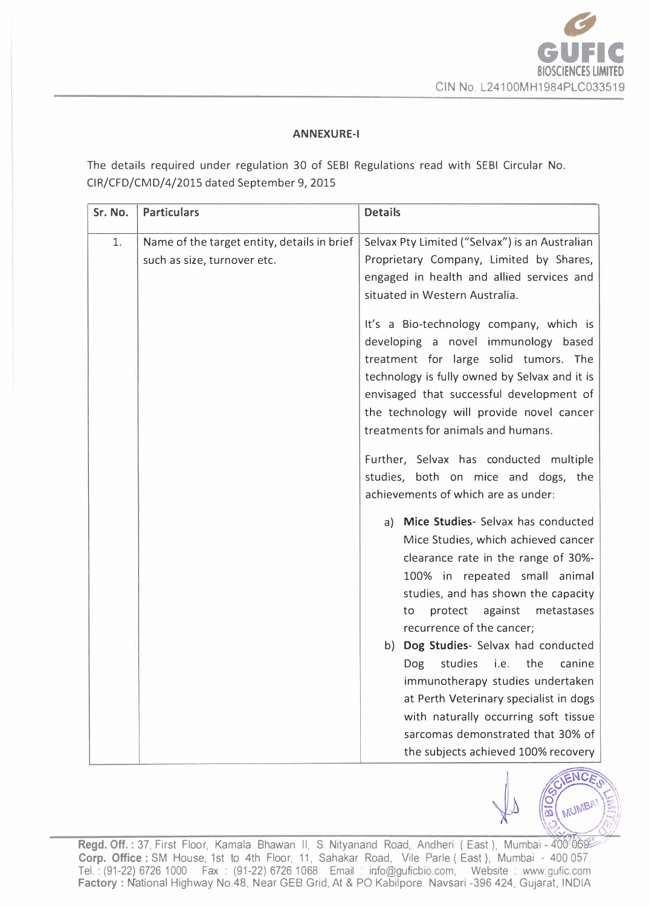**ANNEXURE-I**

The details required under regulation 30 of SEBI Regulations read with SEBI Circular No. CIR/CFD/CMD/4/2015 dated September 9, 2015

| Sr. No. | Particulars | Details |
|---|---|---|
| 1. | Name of the target entity, details in brief such as size, turnover etc. | Selvax Pty Limited ("Selvax") is an Australian Proprietary Company, Limited by Shares, engaged in health and allied services and situated in Western Australia.<br><br>It's a Bio-technology company, which is developing a novel immunology based treatment for large solid tumors. The technology is fully owned by Selvax and it is envisaged that successful development of the technology will provide novel cancer treatments for animals and humans.<br><br>Further, Selvax has conducted multiple studies, both on mice and dogs, the achievements of which are as under:<br><br>a) **Mice Studies**- Selvax has conducted Mice Studies, which achieved cancer clearance rate in the range of 30%-100% in repeated small animal studies, and has shown the capacity to protect against metastases recurrence of the cancer;<br>b) **Dog Studies**- Selvax had conducted Dog studies i.e. the canine immunotherapy studies undertaken at Perth Veterinary specialist in dogs with naturally occurring soft tissue sarcomas demonstrated that 30% of the subjects achieved 100% recovery |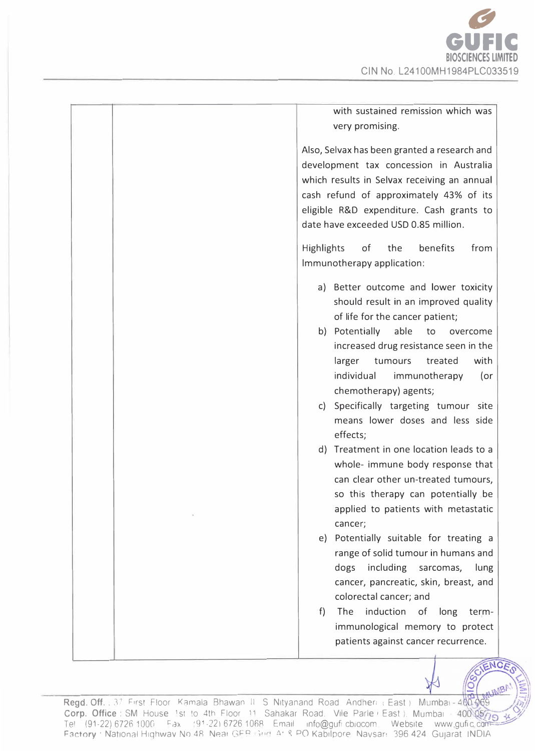| | | |
|---|---|---|
| | | with sustained remission which was very promising.<br><br>Also, Selvax has been granted a research and development tax concession in Australia which results in Selvax receiving an annual cash refund of approximately 43% of its eligible R&D expenditure. Cash grants to date have exceeded USD 0.85 million.<br><br>Highlights of the benefits from Immunotherapy application:<br><br>a) Better outcome and lower toxicity should result in an improved quality of life for the cancer patient;<br>b) Potentially able to overcome increased drug resistance seen in the larger tumours treated with individual immunotherapy (or chemotherapy) agents;<br>c) Specifically targeting tumour site means lower doses and less side effects;<br>d) Treatment in one location leads to a whole- immune body response that can clear other un-treated tumours, so this therapy can potentially be applied to patients with metastatic cancer;<br>e) Potentially suitable for treating a range of solid tumour in humans and dogs including sarcomas, lung cancer, pancreatic, skin, breast, and colorectal cancer; and<br>f) The induction of long term-immunological memory to protect patients against cancer recurrence. |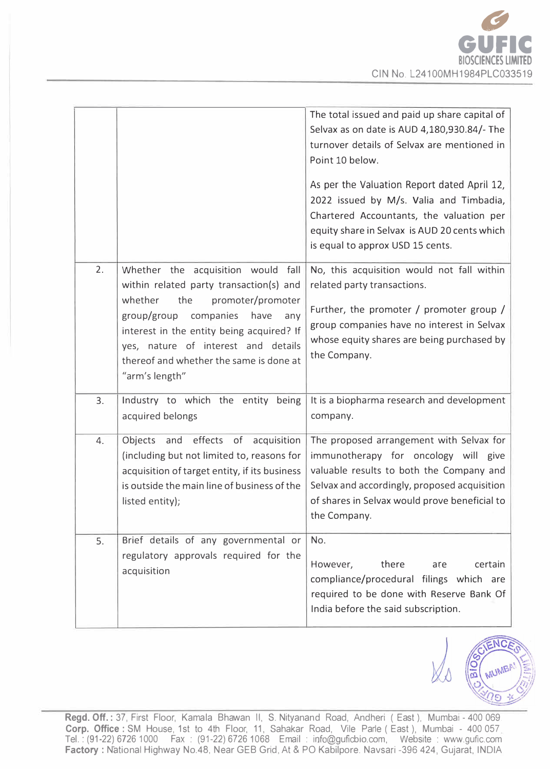| | | |
|---|---|---|
| | | The total issued and paid up share capital of Selvax as on date is AUD 4,180,930.84/- The turnover details of Selvax are mentioned in Point 10 below.<br><br>As per the Valuation Report dated April 12, 2022 issued by M/s. Valia and Timbadia, Chartered Accountants, the valuation per equity share in Selvax is AUD 20 cents which is equal to approx USD 15 cents. |
| 2. | Whether the acquisition would fall within related party transaction(s) and whether the promoter/promoter group/group companies have any interest in the entity being acquired? If yes, nature of interest and details thereof and whether the same is done at "arm's length" | No, this acquisition would not fall within related party transactions.<br><br>Further, the promoter / promoter group / group companies have no interest in Selvax whose equity shares are being purchased by the Company. |
| 3. | Industry to which the entity being acquired belongs | It is a biopharma research and development company. |
| 4. | Objects and effects of acquisition (including but not limited to, reasons for acquisition of target entity, if its business is outside the main line of business of the listed entity); | The proposed arrangement with Selvax for immunotherapy for oncology will give valuable results to both the Company and Selvax and accordingly, proposed acquisition of shares in Selvax would prove beneficial to the Company. |
| 5. | Brief details of any governmental or regulatory approvals required for the acquisition | No.<br><br>However, there are certain compliance/procedural filings which are required to be done with Reserve Bank Of India before the said subscription. |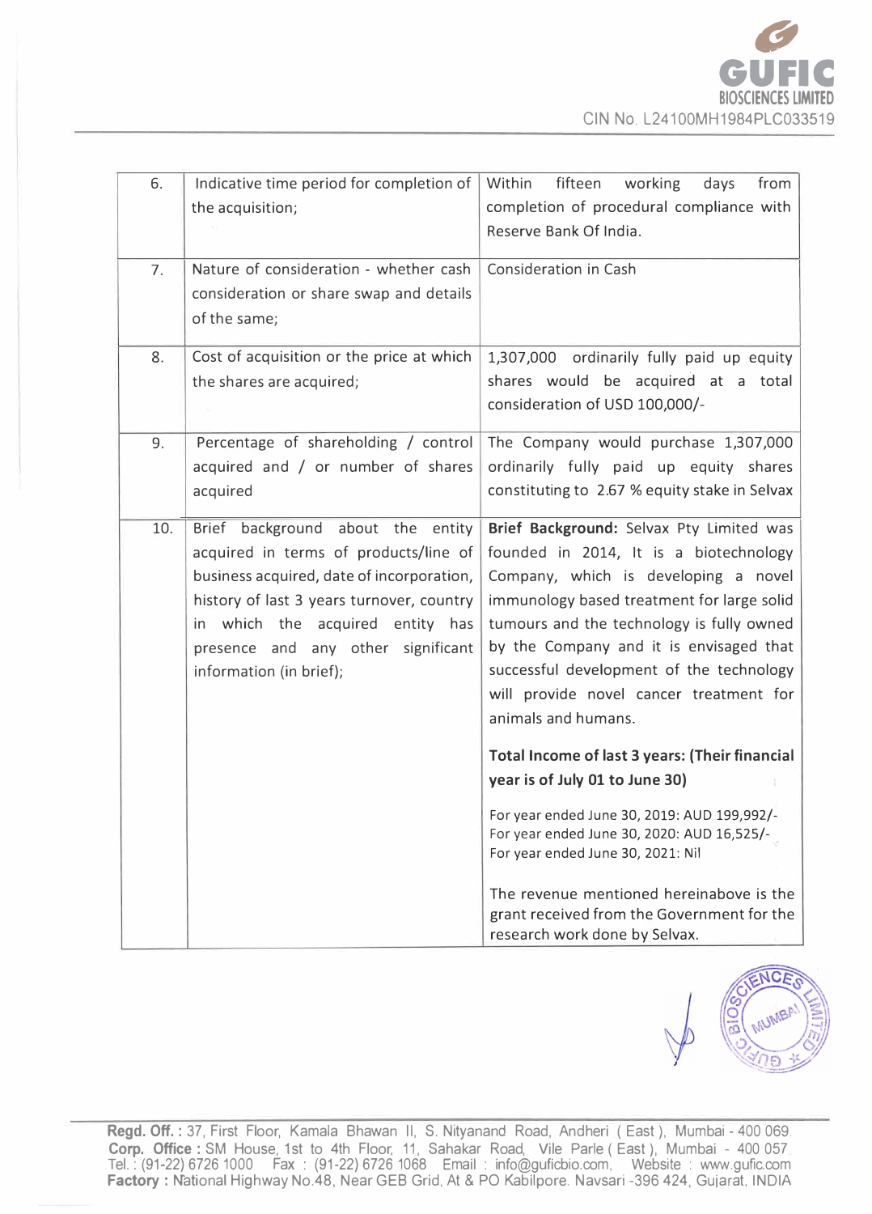| | | |
|---|---|---|
| 6. | Indicative time period for completion of the acquisition; | Within fifteen working days from completion of procedural compliance with Reserve Bank Of India. |
| 7. | Nature of consideration - whether cash consideration or share swap and details of the same; | Consideration in Cash |
| 8. | Cost of acquisition or the price at which the shares are acquired; | 1,307,000 ordinarily fully paid up equity shares would be acquired at a total consideration of USD 100,000/- |
| 9. | Percentage of shareholding / control acquired and / or number of shares acquired | The Company would purchase 1,307,000 ordinarily fully paid up equity shares constituting to 2.67 % equity stake in Selvax |
| 10. | Brief background about the entity acquired in terms of products/line of business acquired, date of incorporation, history of last 3 years turnover, country in which the acquired entity has presence and any other significant information (in brief); | **Brief Background:** Selvax Pty Limited was founded in 2014, It is a biotechnology Company, which is developing a novel immunology based treatment for large solid tumours and the technology is fully owned by the Company and it is envisaged that successful development of the technology will provide novel cancer treatment for animals and humans.<br><br>**Total Income of last 3 years: (Their financial year is of July 01 to June 30)**<br><br>For year ended June 30, 2019: AUD 199,992/-<br>For year ended June 30, 2020: AUD 16,525/-<br>For year ended June 30, 2021: Nil<br><br>The revenue mentioned hereinabove is the grant received from the Government for the research work done by Selvax. |